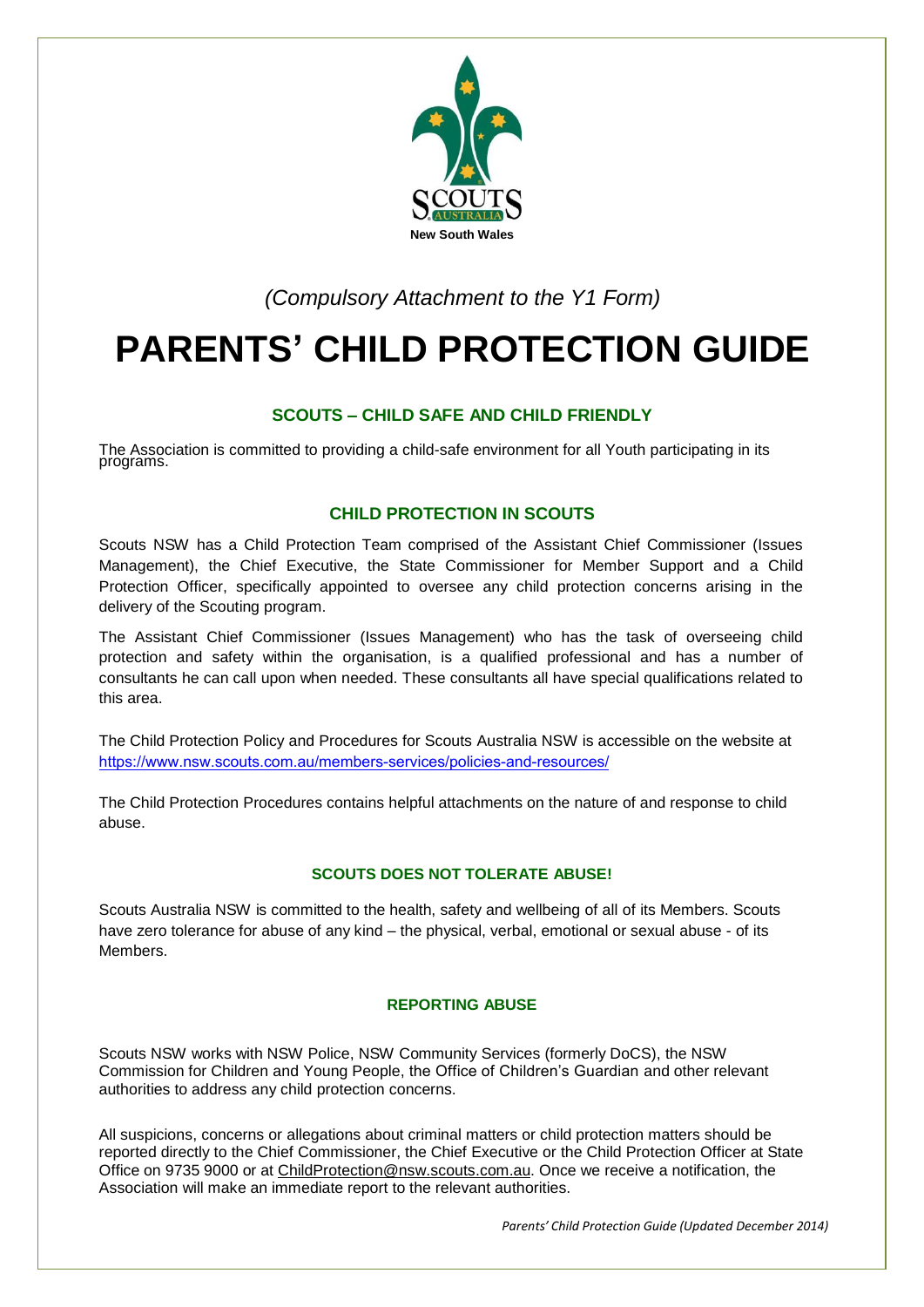New South Wales

*(Compulsory Attachment to the Y1 Form)*

# PARENTS' CHILD PROTECTION GUIDE

## SCOUTS – CHILD SAFE AND CHILD FRIENDLY

The Association is committed to providing a child-safe environment for all Youth participating in its programs.

## CHILD PROTECTION IN SCOUTS

Scouts NSW has a Child Protection Team comprised of the Assistant Chief Commissioner (Issues Management), the Chief Executive, the State Commissioner for Member Support and a Child Protection Officer, specifically appointed to oversee any child protection concerns arising in the delivery of the Scouting program.

The Assistant Chief Commissioner (Issues Management) who has the task of overseeing child protection and safety within the organisation, is a qualified professional and has a number of consultants he can call upon when needed. These consultants all have special qualifications related to this area.

The Child Protection Policy and Procedures for Scouts Australia NSW is accessible on the website at https://www.nsw.scouts.com.au/members-services/policies-and-resources/

The Child Protection Procedures contains helpful attachments on the nature of and response to child abuse.

### SCOUTS DOES NOT TOLERATE ABUSE!

Scouts Australia NSW is committed to the health, safety and wellbeing of all of its Members. Scouts have zero tolerance for abuse of any kind – the physical, verbal, emotional or sexual abuse - of its Members.

### REPORTING ABUSE

Scouts NSW works with NSW Police, NSW Community Services (formerly DoCS), the NSW Commission for Children and Young People, the Office of Children's Guardian and other relevant authorities to address any child protection concerns.

All suspicions, concerns or allegations about criminal matters or child protection matters should be reported directly to the Chief Commissioner, the Chief Executive or the Child Protection Officer at State Office on 9735 9000 or at ChildProtection@nsw.scouts.com.au. Once we receive a notification, the Association will make an immediate report to the relevant authorities.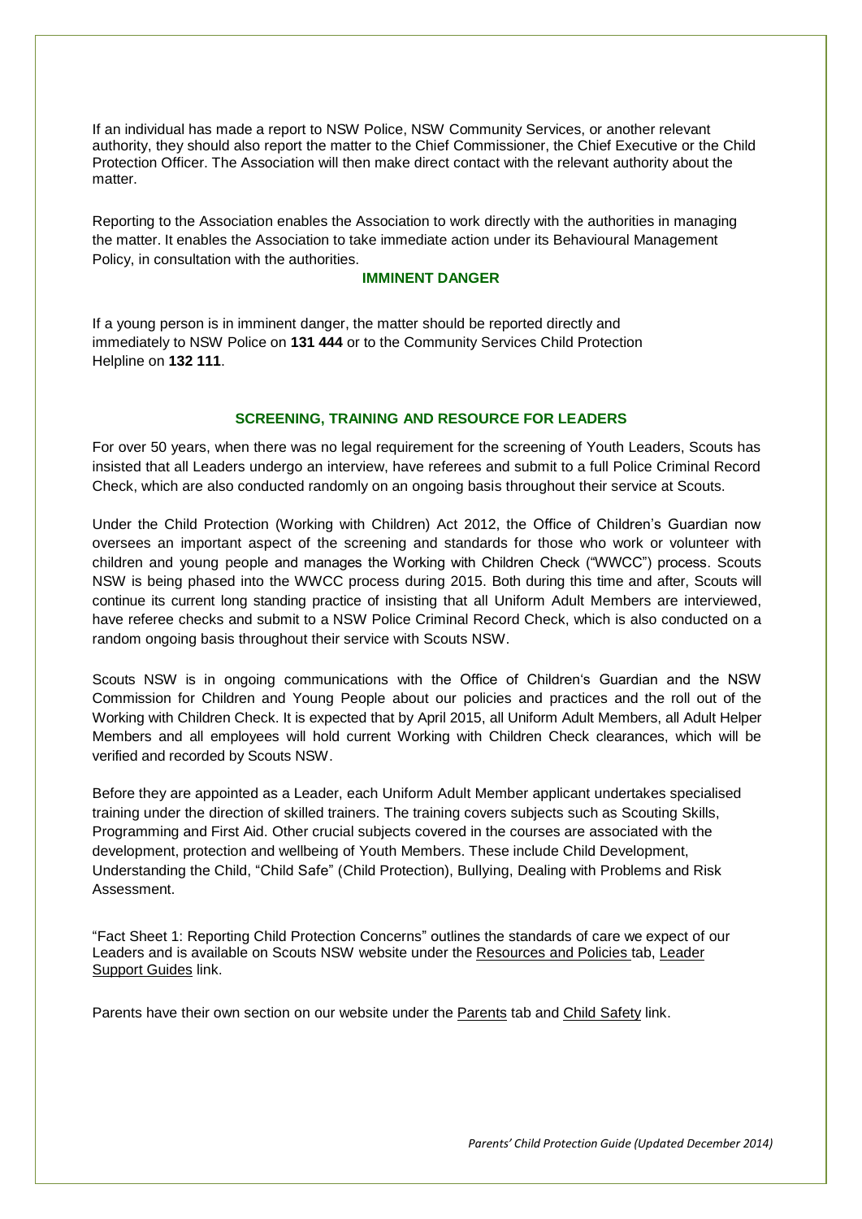If an individual has made a report to NSW Police, NSW Community Services, or another relevant authority, they should also report the matter to the Chief Commissioner, the Chief Executive or the Child Protection Officer. The Association will then make direct contact with the relevant authority about the matter.

Reporting to the Association enables the Association to work directly with the authorities in managing the matter. It enables the Association to take immediate action under its Behavioural Management Policy, in consultation with the authorities.

## IMMINENT DANGER

If a young person is in imminent danger, the matter should be reported directly and immediately to NSW Police on **131 444** or to the Community Services Child Protection Helpline on **132 111**.

## SCREENING, TRAINING AND RESOURCE FOR LEADERS

For over 50 years, when there was no legal requirement for the screening of Youth Leaders, Scouts has insisted that all Leaders undergo an interview, have referees and submit to a full Police Criminal Record Check, which are also conducted randomly on an ongoing basis throughout their service at Scouts.

Under the Child Protection (Working with Children) Act 2012, the Office of Children's Guardian now oversees an important aspect of the screening and standards for those who work or volunteer with children and young people and manages the Working with Children Check ("WWCC") process. Scouts NSW is being phased into the WWCC process during 2015. Both during this time and after, Scouts will continue its current long standing practice of insisting that all Uniform Adult Members are interviewed, have referee checks and submit to a NSW Police Criminal Record Check, which is also conducted on a random ongoing basis throughout their service with Scouts NSW.

Scouts NSW is in ongoing communications with the Office of Children's Guardian and the NSW Commission for Children and Young People about our policies and practices and the roll out of the Working with Children Check. It is expected that by April 2015, all Uniform Adult Members, all Adult Helper Members and all employees will hold current Working with Children Check clearances, which will be verified and recorded by Scouts NSW.

Before they are appointed as a Leader, each Uniform Adult Member applicant undertakes specialised training under the direction of skilled trainers. The training covers subjects such as Scouting Skills, Programming and First Aid. Other crucial subjects covered in the courses are associated with the development, protection and wellbeing of Youth Members. These include Child Development, Understanding the Child, "Child Safe" (Child Protection), Bullying, Dealing with Problems and Risk Assessment.

"Fact Sheet 1: Reporting Child Protection Concerns" outlines the standards of care we expect of our Leaders and is available on Scouts NSW website under the Resources and Policies tab, Leader Support Guides link.

Parents have their own section on our website under the Parents tab and Child Safety link.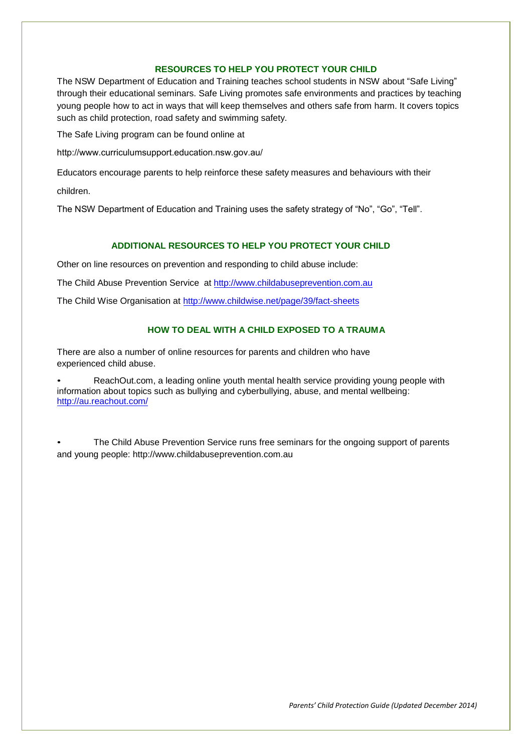## RESOURCES TO HELP YOU PROTECT YOUR CHILD

The NSW Department of Education and Training teaches school students in NSW about "Safe Living" through their educational seminars. Safe Living promotes safe environments and practices by teaching young people how to act in ways that will keep themselves and others safe from harm. It covers topics such as child protection, road safety and swimming safety.

The Safe Living program can be found online at

http://www.curriculumsupport.education.nsw.gov.au/

Educators encourage parents to help reinforce these safety measures and behaviours with their children.

The NSW Department of Education and Training uses the safety strategy of "No", "Go", "Tell".

## ADDITIONAL RESOURCES TO HELP YOU PROTECT YOUR CHILD

Other on line resources on prevention and responding to child abuse include:

The Child Abuse Prevention Service at http://www.childabuseprevention.com.au

The Child Wise Organisation at http://www.childwise.net/page/39/fact-sheets

## HOW TO DEAL WITH A CHILD EXPOSED TO A TRAUMA

There are also a number of online resources for parents and children who have experienced child abuse.

- ReachOut.com, a leading online youth mental health service providing young people with information about topics such as bullying and cyberbullying, abuse, and mental wellbeing: http://au.reachout.com/

- The Child Abuse Prevention Service runs free seminars for the ongoing support of parents and young people: http://www.childabuseprevention.com.au